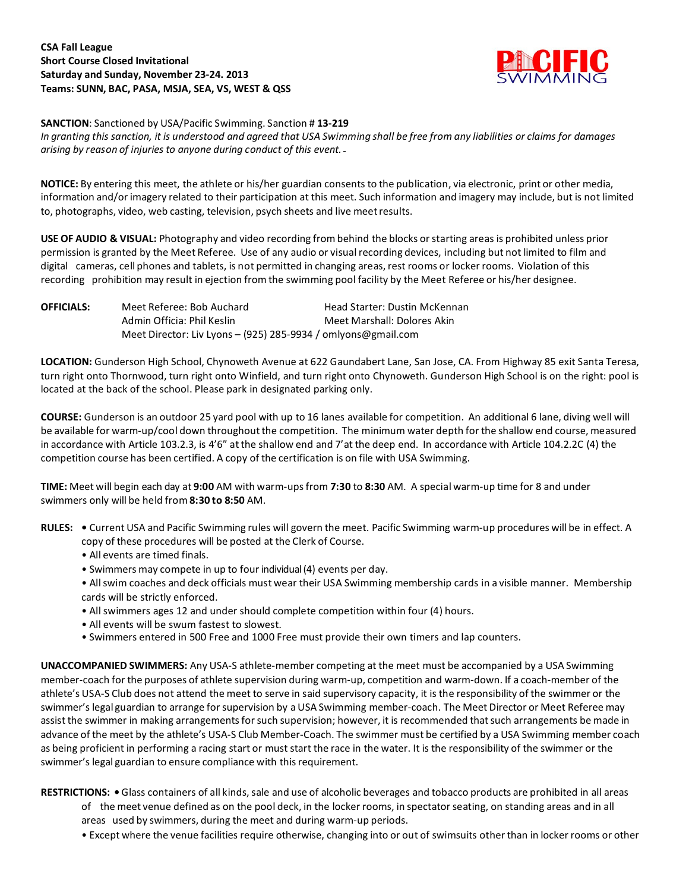**CSA Fall League**
**Short Course Closed Invitational**
**Saturday and Sunday, November 23-24. 2013**
**Teams: SUNN, BAC, PASA, MSJA, SEA, VS, WEST & QSS**

PACIFIC SWIMMING

**SANCTION**: Sanctioned by USA/Pacific Swimming. Sanction # **13-219**
*In granting this sanction, it is understood and agreed that USA Swimming shall be free from any liabilities or claims for damages arising by reason of injuries to anyone during conduct of this event.*

**NOTICE:** By entering this meet, the athlete or his/her guardian consents to the publication, via electronic, print or other media, information and/or imagery related to their participation at this meet. Such information and imagery may include, but is not limited to, photographs, video, web casting, television, psych sheets and live meet results.

**USE OF AUDIO & VISUAL:** Photography and video recording from behind the blocks or starting areas is prohibited unless prior permission is granted by the Meet Referee. Use of any audio or visual recording devices, including but not limited to film and digital cameras, cell phones and tablets, is not permitted in changing areas, rest rooms or locker rooms. Violation of this recording prohibition may result in ejection from the swimming pool facility by the Meet Referee or his/her designee.

**OFFICIALS:**
Meet Referee: Bob Auchard — Head Starter: Dustin McKennan
Admin Officia: Phil Keslin — Meet Marshall: Dolores Akin
Meet Director: Liv Lyons – (925) 285-9934 / omlyons@gmail.com

**LOCATION:** Gunderson High School, Chynoweth Avenue at 622 Gaundabert Lane, San Jose, CA. From Highway 85 exit Santa Teresa, turn right onto Thornwood, turn right onto Winfield, and turn right onto Chynoweth. Gunderson High School is on the right: pool is located at the back of the school. Please park in designated parking only.

**COURSE:** Gunderson is an outdoor 25 yard pool with up to 16 lanes available for competition. An additional 6 lane, diving well will be available for warm-up/cool down throughout the competition. The minimum water depth for the shallow end course, measured in accordance with Article 103.2.3, is 4'6" at the shallow end and 7' at the deep end. In accordance with Article 104.2.2C (4) the competition course has been certified. A copy of the certification is on file with USA Swimming.

**TIME:** Meet will begin each day at **9:00** AM with warm-ups from **7:30** to **8:30** AM. A special warm-up time for 8 and under swimmers only will be held from **8:30 to 8:50** AM.

**RULES:**
- Current USA and Pacific Swimming rules will govern the meet. Pacific Swimming warm-up procedures will be in effect. A copy of these procedures will be posted at the Clerk of Course.
- All events are timed finals.
- Swimmers may compete in up to four individual (4) events per day.
- All swim coaches and deck officials must wear their USA Swimming membership cards in a visible manner. Membership cards will be strictly enforced.
- All swimmers ages 12 and under should complete competition within four (4) hours.
- All events will be swum fastest to slowest.
- Swimmers entered in 500 Free and 1000 Free must provide their own timers and lap counters.

**UNACCOMPANIED SWIMMERS:** Any USA-S athlete-member competing at the meet must be accompanied by a USA Swimming member-coach for the purposes of athlete supervision during warm-up, competition and warm-down. If a coach-member of the athlete's USA-S Club does not attend the meet to serve in said supervisory capacity, it is the responsibility of the swimmer or the swimmer's legal guardian to arrange for supervision by a USA Swimming member-coach. The Meet Director or Meet Referee may assist the swimmer in making arrangements for such supervision; however, it is recommended that such arrangements be made in advance of the meet by the athlete's USA-S Club Member-Coach. The swimmer must be certified by a USA Swimming member coach as being proficient in performing a racing start or must start the race in the water. It is the responsibility of the swimmer or the swimmer's legal guardian to ensure compliance with this requirement.

**RESTRICTIONS:**
- Glass containers of all kinds, sale and use of alcoholic beverages and tobacco products are prohibited in all areas of the meet venue defined as on the pool deck, in the locker rooms, in spectator seating, on standing areas and in all areas used by swimmers, during the meet and during warm-up periods.
- Except where the venue facilities require otherwise, changing into or out of swimsuits other than in locker rooms or other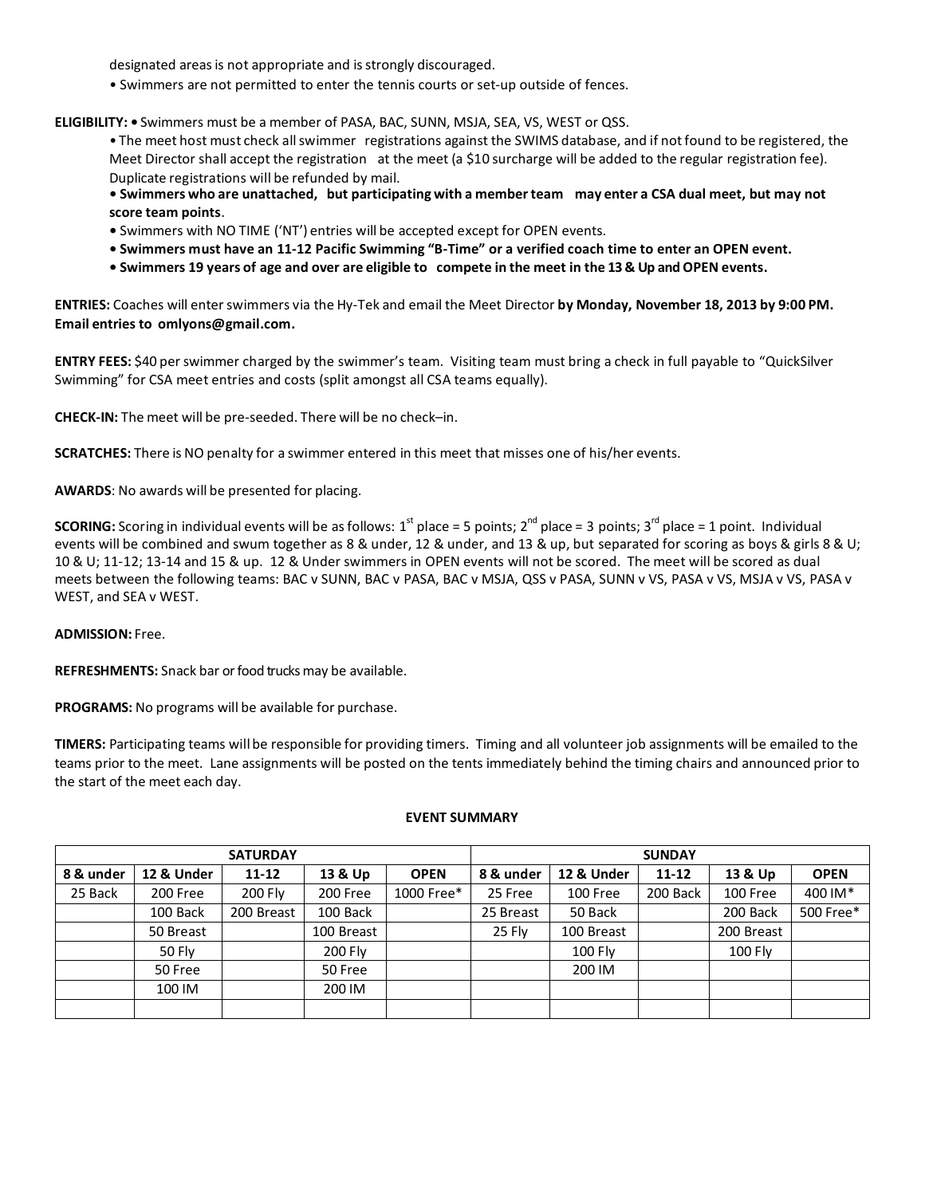designated areas is not appropriate and is strongly discouraged.

- Swimmers are not permitted to enter the tennis courts or set-up outside of fences.

**ELIGIBILITY:** • Swimmers must be a member of PASA, BAC, SUNN, MSJA, SEA, VS, WEST or QSS.

- The meet host must check all swimmer registrations against the SWIMS database, and if not found to be registered, the Meet Director shall accept the registration at the meet (a $10 surcharge will be added to the regular registration fee). Duplicate registrations will be refunded by mail.
- **Swimmers who are unattached, but participating with a member team may enter a CSA dual meet, but may not score team points**.
- Swimmers with NO TIME ('NT') entries will be accepted except for OPEN events.
- **Swimmers must have an 11-12 Pacific Swimming "B-Time" or a verified coach time to enter an OPEN event.**
- **Swimmers 19 years of age and over are eligible to compete in the meet in the 13 & Up and OPEN events.**

**ENTRIES:** Coaches will enter swimmers via the Hy-Tek and email the Meet Director **by Monday, November 18, 2013 by 9:00 PM. Email entries to omlyons@gmail.com.**

**ENTRY FEES:** $40 per swimmer charged by the swimmer's team. Visiting team must bring a check in full payable to "QuickSilver Swimming" for CSA meet entries and costs (split amongst all CSA teams equally).

**CHECK-IN:** The meet will be pre-seeded. There will be no check–in.

**SCRATCHES:** There is NO penalty for a swimmer entered in this meet that misses one of his/her events.

**AWARDS**: No awards will be presented for placing.

**SCORING:** Scoring in individual events will be as follows: 1st place = 5 points; 2nd place = 3 points; 3rd place = 1 point. Individual events will be combined and swum together as 8 & under, 12 & under, and 13 & up, but separated for scoring as boys & girls 8 & U; 10 & U; 11-12; 13-14 and 15 & up. 12 & Under swimmers in OPEN events will not be scored. The meet will be scored as dual meets between the following teams: BAC v SUNN, BAC v PASA, BAC v MSJA, QSS v PASA, SUNN v VS, PASA v VS, MSJA v VS, PASA v WEST, and SEA v WEST.

**ADMISSION:** Free.

**REFRESHMENTS:** Snack bar or food trucks may be available.

**PROGRAMS:** No programs will be available for purchase.

**TIMERS:** Participating teams will be responsible for providing timers. Timing and all volunteer job assignments will be emailed to the teams prior to the meet. Lane assignments will be posted on the tents immediately behind the timing chairs and announced prior to the start of the meet each day.

**EVENT SUMMARY**

| SATURDAY | | | | | SUNDAY | | | | |
|---|---|---|---|---|---|---|---|---|---|
| 8 & under | 12 & Under | 11-12 | 13 & Up | OPEN | 8 & under | 12 & Under | 11-12 | 13 & Up | OPEN |
| 25 Back | 200 Free | 200 Fly | 200 Free | 1000 Free* | 25 Free | 100 Free | 200 Back | 100 Free | 400 IM* |
| | 100 Back | 200 Breast | 100 Back | | 25 Breast | 50 Back | | 200 Back | 500 Free* |
| | 50 Breast | | 100 Breast | | 25 Fly | 100 Breast | | 200 Breast | |
| | 50 Fly | | 200 Fly | | | 100 Fly | | 100 Fly | |
| | 50 Free | | 50 Free | | | 200 IM | | | |
| | 100 IM | | 200 IM | | | | | | |
| | | | | | | | | | |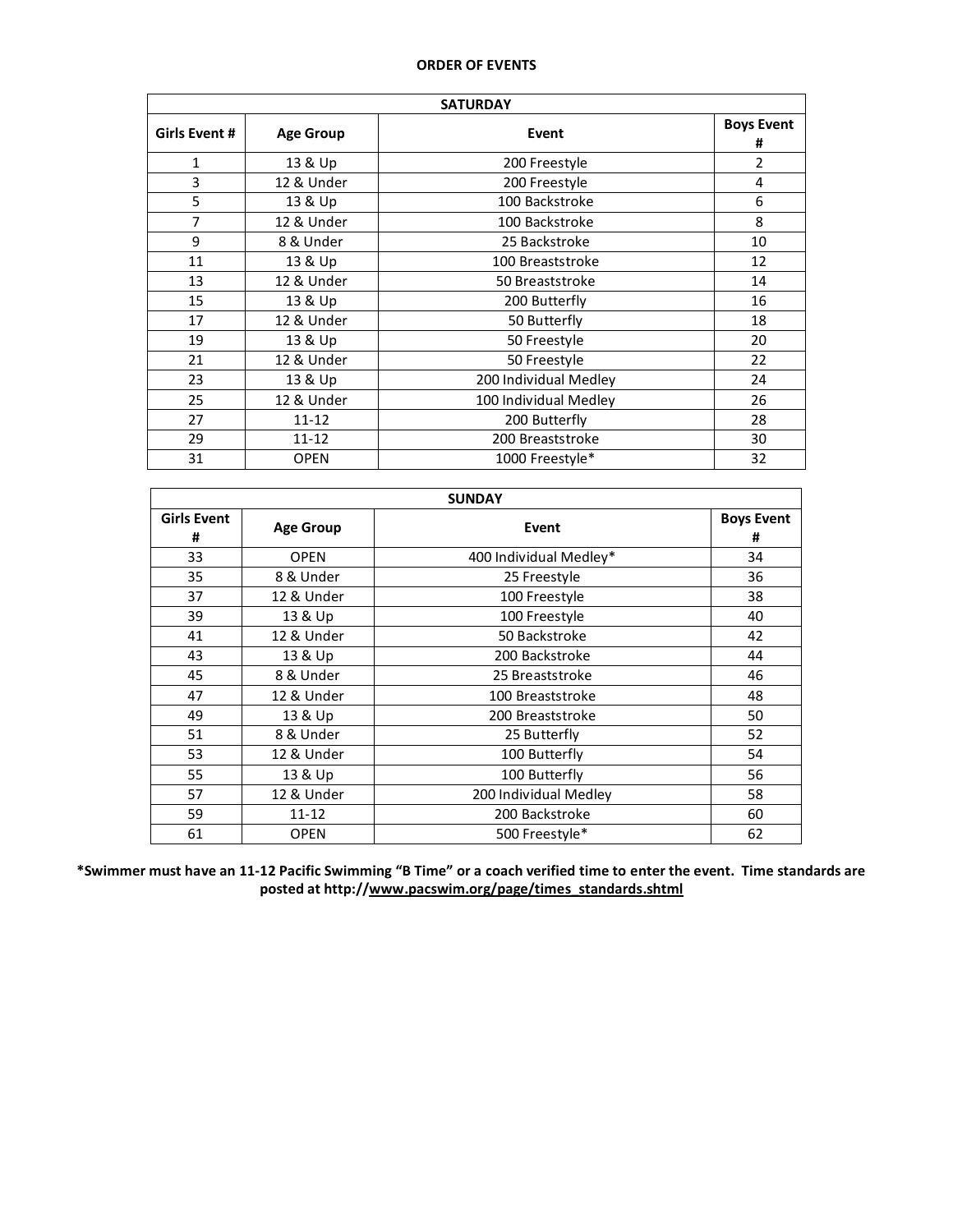**ORDER OF EVENTS**

| SATURDAY | | | |
|---|---|---|---|
| **Girls Event #** | **Age Group** | **Event** | **Boys Event #** |
| 1 | 13 & Up | 200 Freestyle | 2 |
| 3 | 12 & Under | 200 Freestyle | 4 |
| 5 | 13 & Up | 100 Backstroke | 6 |
| 7 | 12 & Under | 100 Backstroke | 8 |
| 9 | 8 & Under | 25 Backstroke | 10 |
| 11 | 13 & Up | 100 Breaststroke | 12 |
| 13 | 12 & Under | 50 Breaststroke | 14 |
| 15 | 13 & Up | 200 Butterfly | 16 |
| 17 | 12 & Under | 50 Butterfly | 18 |
| 19 | 13 & Up | 50 Freestyle | 20 |
| 21 | 12 & Under | 50 Freestyle | 22 |
| 23 | 13 & Up | 200 Individual Medley | 24 |
| 25 | 12 & Under | 100 Individual Medley | 26 |
| 27 | 11-12 | 200 Butterfly | 28 |
| 29 | 11-12 | 200 Breaststroke | 30 |
| 31 | OPEN | 1000 Freestyle* | 32 |

| SUNDAY | | | |
|---|---|---|---|
| **Girls Event #** | **Age Group** | **Event** | **Boys Event #** |
| 33 | OPEN | 400 Individual Medley* | 34 |
| 35 | 8 & Under | 25 Freestyle | 36 |
| 37 | 12 & Under | 100 Freestyle | 38 |
| 39 | 13 & Up | 100 Freestyle | 40 |
| 41 | 12 & Under | 50 Backstroke | 42 |
| 43 | 13 & Up | 200 Backstroke | 44 |
| 45 | 8 & Under | 25 Breaststroke | 46 |
| 47 | 12 & Under | 100 Breaststroke | 48 |
| 49 | 13 & Up | 200 Breaststroke | 50 |
| 51 | 8 & Under | 25 Butterfly | 52 |
| 53 | 12 & Under | 100 Butterfly | 54 |
| 55 | 13 & Up | 100 Butterfly | 56 |
| 57 | 12 & Under | 200 Individual Medley | 58 |
| 59 | 11-12 | 200 Backstroke | 60 |
| 61 | OPEN | 500 Freestyle* | 62 |

**\*Swimmer must have an 11-12 Pacific Swimming "B Time" or a coach verified time to enter the event. Time standards are posted at http://www.pacswim.org/page/times_standards.shtml**